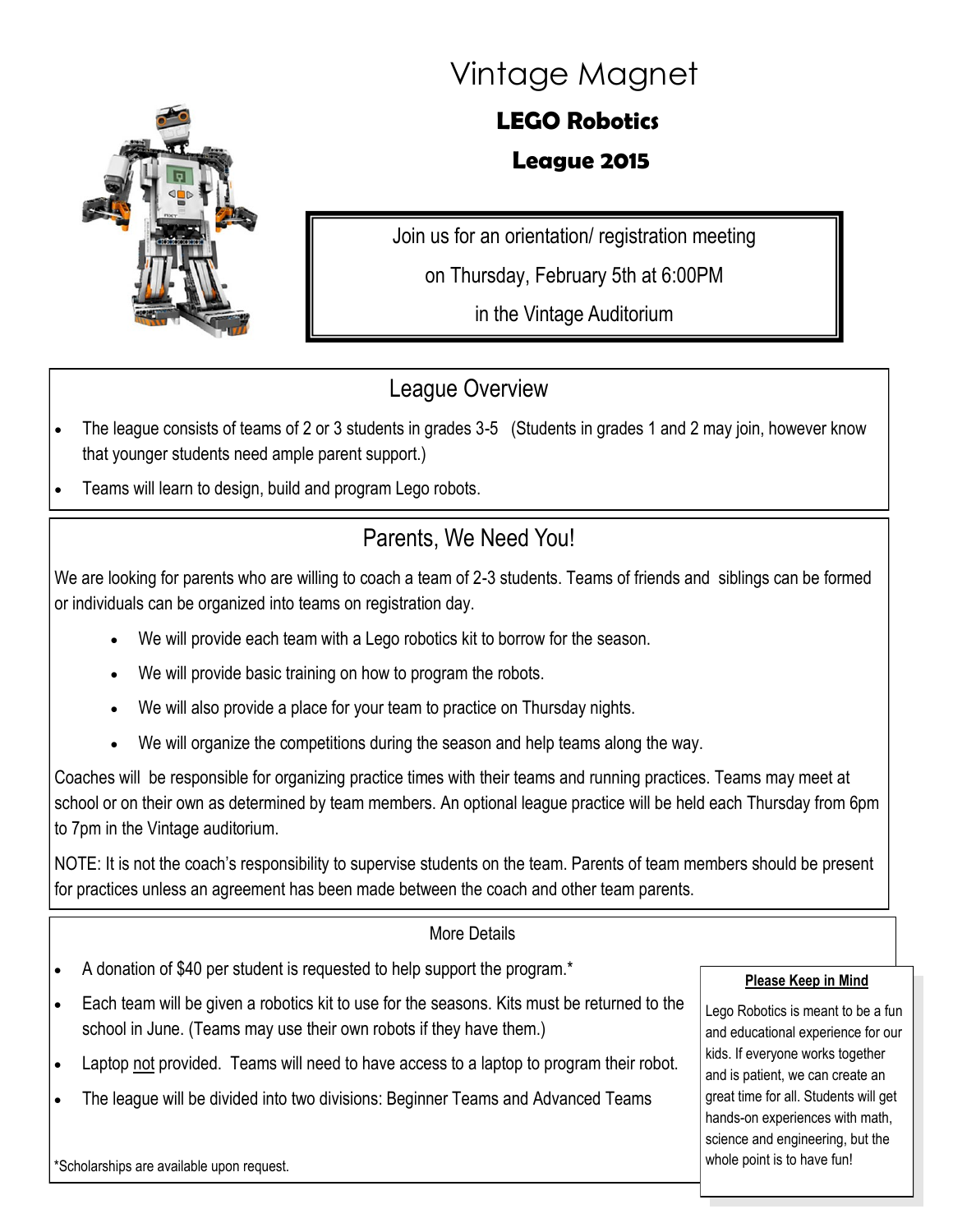# Vintage Magnet

## LEGO Robotics

## League 2015

Join us for an orientation/ registration meeting

on Thursday, February 5th at 6:00PM

in the Vintage Auditorium

## League Overview

- The league consists of teams of 2 or 3 students in grades 3-5 (Students in grades 1 and 2 may join, however know that younger students need ample parent support.)
- Teams will learn to design, build and program Lego robots.

## Parents, We Need You!

We are looking for parents who are willing to coach a team of 2-3 students. Teams of friends and siblings can be formed or individuals can be organized into teams on registration day.

- We will provide each team with a Lego robotics kit to borrow for the season.
- We will provide basic training on how to program the robots.
- We will also provide a place for your team to practice on Thursday nights.
- We will organize the competitions during the season and help teams along the way.

Coaches will be responsible for organizing practice times with their teams and running practices. Teams may meet at school or on their own as determined by team members. An optional league practice will be held each Thursday from 6pm to 7pm in the Vintage auditorium.

NOTE: It is not the coach's responsibility to supervise students on the team. Parents of team members should be present for practices unless an agreement has been made between the coach and other team parents.

## More Details

- A donation of $40 per student is requested to help support the program.*
- Each team will be given a robotics kit to use for the seasons. Kits must be returned to the school in June. (Teams may use their own robots if they have them.)
- Laptop not provided. Teams will need to have access to a laptop to program their robot.
- The league will be divided into two divisions: Beginner Teams and Advanced Teams

*Scholarships are available upon request.

**Please Keep in Mind**

Lego Robotics is meant to be a fun and educational experience for our kids. If everyone works together and is patient, we can create an great time for all. Students will get hands-on experiences with math, science and engineering, but the whole point is to have fun!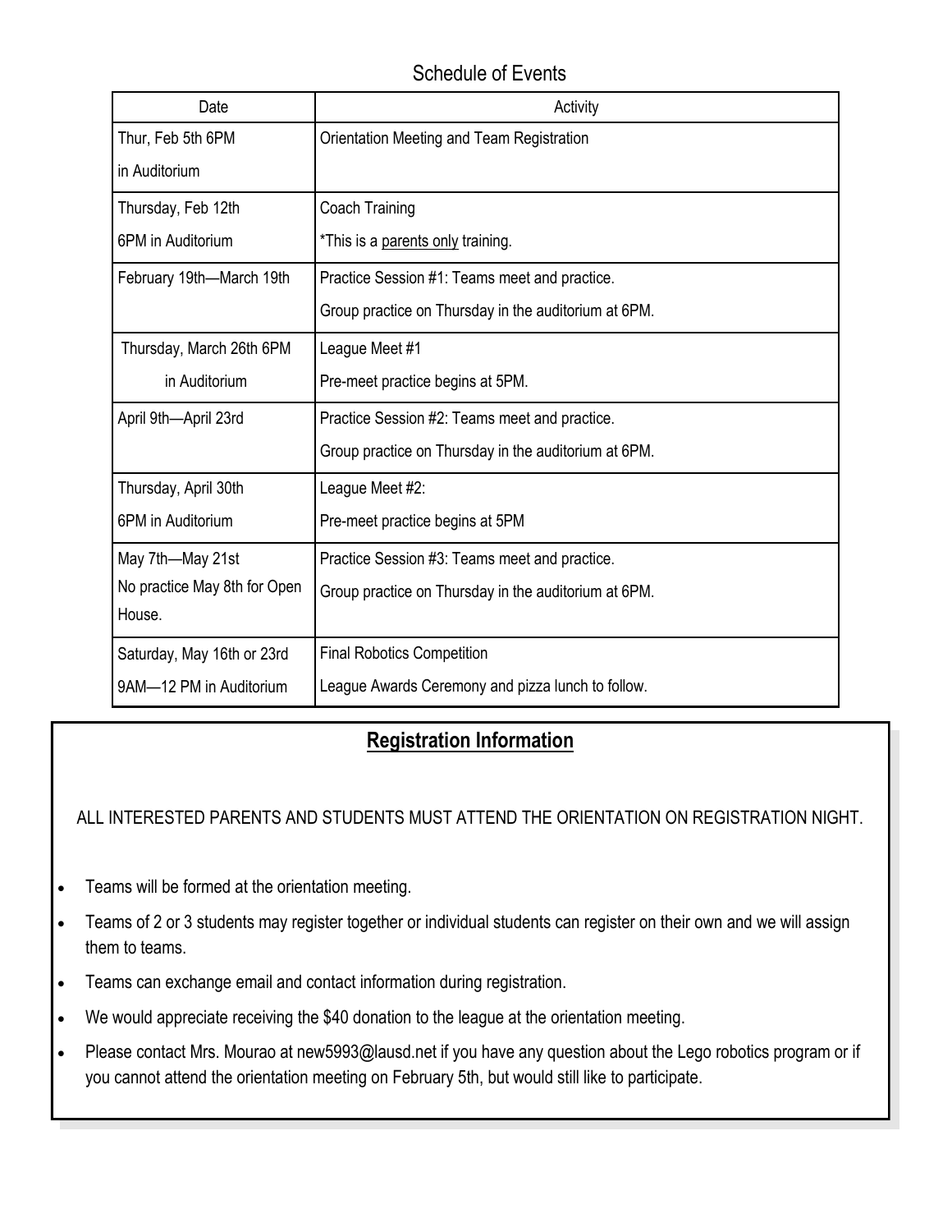## Schedule of Events

| Date | Activity |
|---|---|
| Thur, Feb 5th 6PM in Auditorium | Orientation Meeting and Team Registration |
| Thursday, Feb 12th 6PM in Auditorium | Coach Training<br>*This is a parents only training. |
| February 19th—March 19th | Practice Session #1: Teams meet and practice.<br>Group practice on Thursday in the auditorium at 6PM. |
| Thursday, March 26th 6PM in Auditorium | League Meet #1<br>Pre-meet practice begins at 5PM. |
| April 9th—April 23rd | Practice Session #2: Teams meet and practice.<br>Group practice on Thursday in the auditorium at 6PM. |
| Thursday, April 30th 6PM in Auditorium | League Meet #2:<br>Pre-meet practice begins at 5PM |
| May 7th—May 21st<br>No practice May 8th for Open House. | Practice Session #3: Teams meet and practice.<br>Group practice on Thursday in the auditorium at 6PM. |
| Saturday, May 16th or 23rd 9AM—12 PM in Auditorium | Final Robotics Competition<br>League Awards Ceremony and pizza lunch to follow. |

## Registration Information

ALL INTERESTED PARENTS AND STUDENTS MUST ATTEND THE ORIENTATION ON REGISTRATION NIGHT.

- Teams will be formed at the orientation meeting.
- Teams of 2 or 3 students may register together or individual students can register on their own and we will assign them to teams.
- Teams can exchange email and contact information during registration.
- We would appreciate receiving the $40 donation to the league at the orientation meeting.
- Please contact Mrs. Mourao at new5993@lausd.net if you have any question about the Lego robotics program or if you cannot attend the orientation meeting on February 5th, but would still like to participate.